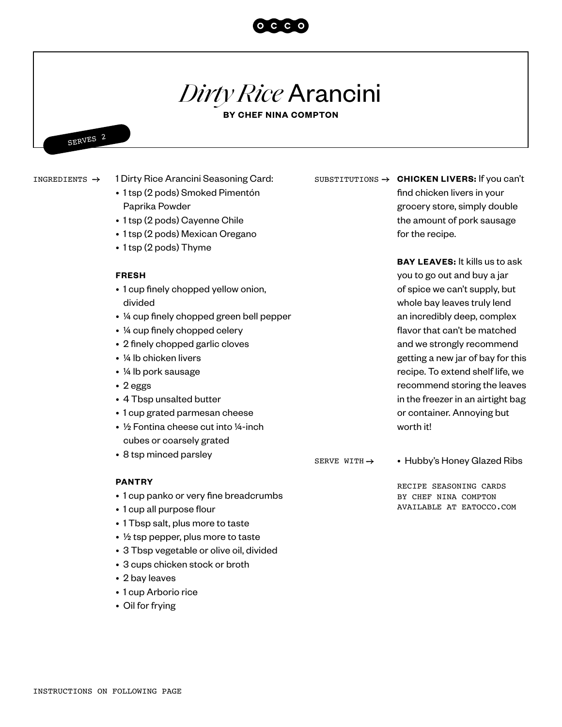# *Dirty Rice* Arancini

**BY CHEF NINA COMPTON**

SERVES 2

## INGREDIENTS →

1 Dirty Rice Arancini Seasoning Card:

- 1 tsp (2 pods) Smoked Pimentón Paprika Powder
- 1 tsp (2 pods) Cayenne Chile
- 1 tsp (2 pods) Mexican Oregano
- 1 tsp (2 pods) Thyme

**FRESH**

- 1 cup finely chopped yellow onion, divided
- ¼ cup finely chopped green bell pepper
- ¼ cup finely chopped celery
- 2 finely chopped garlic cloves
- ¼ lb chicken livers
- ¼ lb pork sausage
- 2 eggs
- 4 Tbsp unsalted butter
- 1 cup grated parmesan cheese
- ½ Fontina cheese cut into ¼-inch cubes or coarsely grated
- 8 tsp minced parsley

**PANTRY**

- 1 cup panko or very fine breadcrumbs
- 1 cup all purpose flour
- 1 Tbsp salt, plus more to taste
- ½ tsp pepper, plus more to taste
- 3 Tbsp vegetable or olive oil, divided
- 3 cups chicken stock or broth
- 2 bay leaves
- 1 cup Arborio rice
- Oil for frying

## SUBSTITUTIONS →

**CHICKEN LIVERS:** If you can't find chicken livers in your grocery store, simply double the amount of pork sausage for the recipe.

**BAY LEAVES:** It kills us to ask you to go out and buy a jar of spice we can't supply, but whole bay leaves truly lend an incredibly deep, complex flavor that can't be matched and we strongly recommend getting a new jar of bay for this recipe. To extend shelf life, we recommend storing the leaves in the freezer in an airtight bag or container. Annoying but worth it!

## SERVE WITH →

- Hubby's Honey Glazed Ribs

RECIPE SEASONING CARDS BY CHEF NINA COMPTON AVAILABLE AT EATOCCO.COM

INSTRUCTIONS ON FOLLOWING PAGE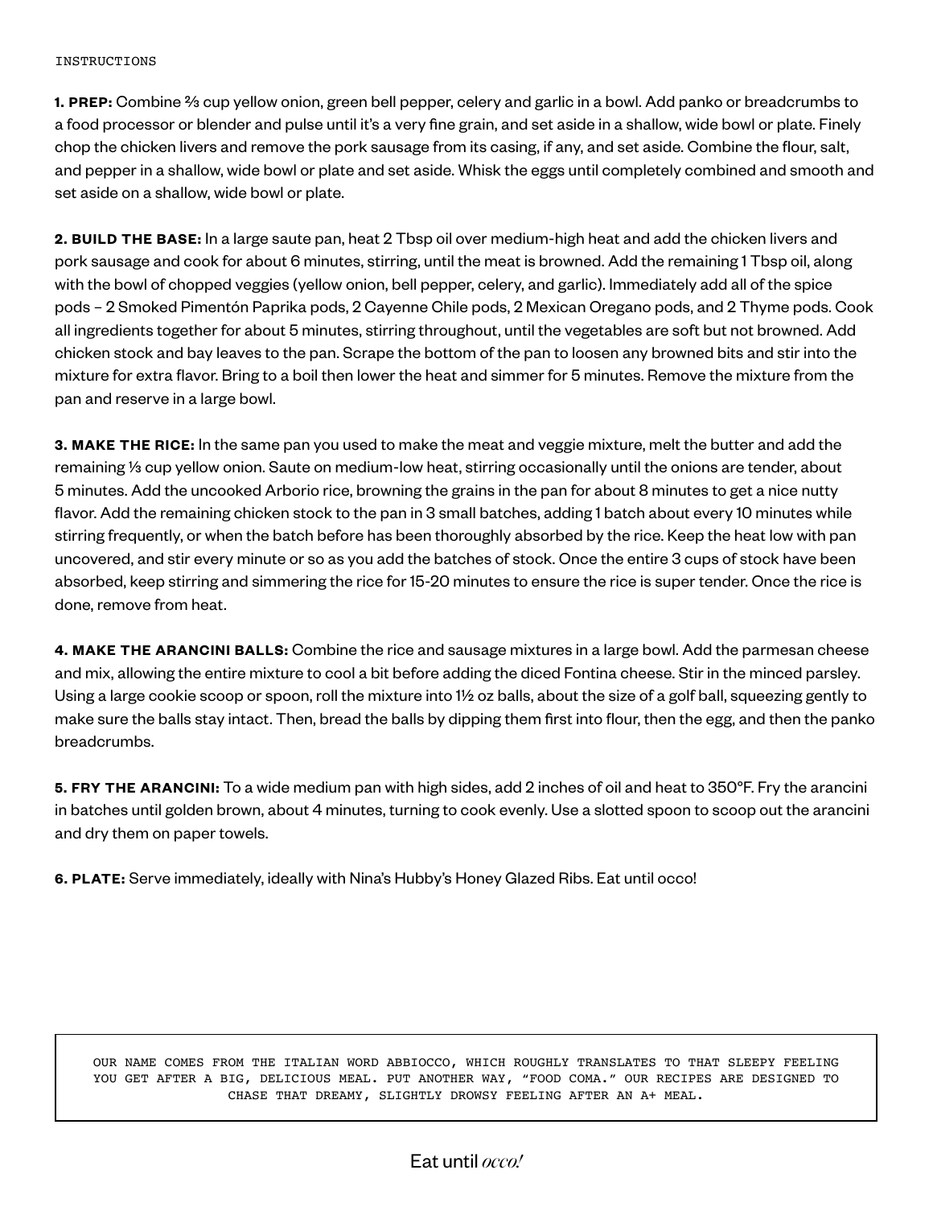INSTRUCTIONS

**1. PREP:** Combine ⅔ cup yellow onion, green bell pepper, celery and garlic in a bowl. Add panko or breadcrumbs to a food processor or blender and pulse until it's a very fine grain, and set aside in a shallow, wide bowl or plate. Finely chop the chicken livers and remove the pork sausage from its casing, if any, and set aside. Combine the flour, salt, and pepper in a shallow, wide bowl or plate and set aside. Whisk the eggs until completely combined and smooth and set aside on a shallow, wide bowl or plate.

**2. BUILD THE BASE:** In a large saute pan, heat 2 Tbsp oil over medium-high heat and add the chicken livers and pork sausage and cook for about 6 minutes, stirring, until the meat is browned. Add the remaining 1 Tbsp oil, along with the bowl of chopped veggies (yellow onion, bell pepper, celery, and garlic). Immediately add all of the spice pods – 2 Smoked Pimentón Paprika pods, 2 Cayenne Chile pods, 2 Mexican Oregano pods, and 2 Thyme pods. Cook all ingredients together for about 5 minutes, stirring throughout, until the vegetables are soft but not browned. Add chicken stock and bay leaves to the pan. Scrape the bottom of the pan to loosen any browned bits and stir into the mixture for extra flavor. Bring to a boil then lower the heat and simmer for 5 minutes. Remove the mixture from the pan and reserve in a large bowl.

**3. MAKE THE RICE:** In the same pan you used to make the meat and veggie mixture, melt the butter and add the remaining ⅓ cup yellow onion. Saute on medium-low heat, stirring occasionally until the onions are tender, about 5 minutes. Add the uncooked Arborio rice, browning the grains in the pan for about 8 minutes to get a nice nutty flavor. Add the remaining chicken stock to the pan in 3 small batches, adding 1 batch about every 10 minutes while stirring frequently, or when the batch before has been thoroughly absorbed by the rice. Keep the heat low with pan uncovered, and stir every minute or so as you add the batches of stock. Once the entire 3 cups of stock have been absorbed, keep stirring and simmering the rice for 15-20 minutes to ensure the rice is super tender. Once the rice is done, remove from heat.

**4. MAKE THE ARANCINI BALLS:** Combine the rice and sausage mixtures in a large bowl. Add the parmesan cheese and mix, allowing the entire mixture to cool a bit before adding the diced Fontina cheese. Stir in the minced parsley. Using a large cookie scoop or spoon, roll the mixture into 1½ oz balls, about the size of a golf ball, squeezing gently to make sure the balls stay intact. Then, bread the balls by dipping them first into flour, then the egg, and then the panko breadcrumbs.

**5. FRY THE ARANCINI:** To a wide medium pan with high sides, add 2 inches of oil and heat to 350°F. Fry the arancini in batches until golden brown, about 4 minutes, turning to cook evenly. Use a slotted spoon to scoop out the arancini and dry them on paper towels.

**6. PLATE:** Serve immediately, ideally with Nina's Hubby's Honey Glazed Ribs. Eat until occo!

OUR NAME COMES FROM THE ITALIAN WORD ABBIOCCO, WHICH ROUGHLY TRANSLATES TO THAT SLEEPY FEELING YOU GET AFTER A BIG, DELICIOUS MEAL. PUT ANOTHER WAY, "FOOD COMA." OUR RECIPES ARE DESIGNED TO CHASE THAT DREAMY, SLIGHTLY DROWSY FEELING AFTER AN A+ MEAL.

Eat until *occo!*